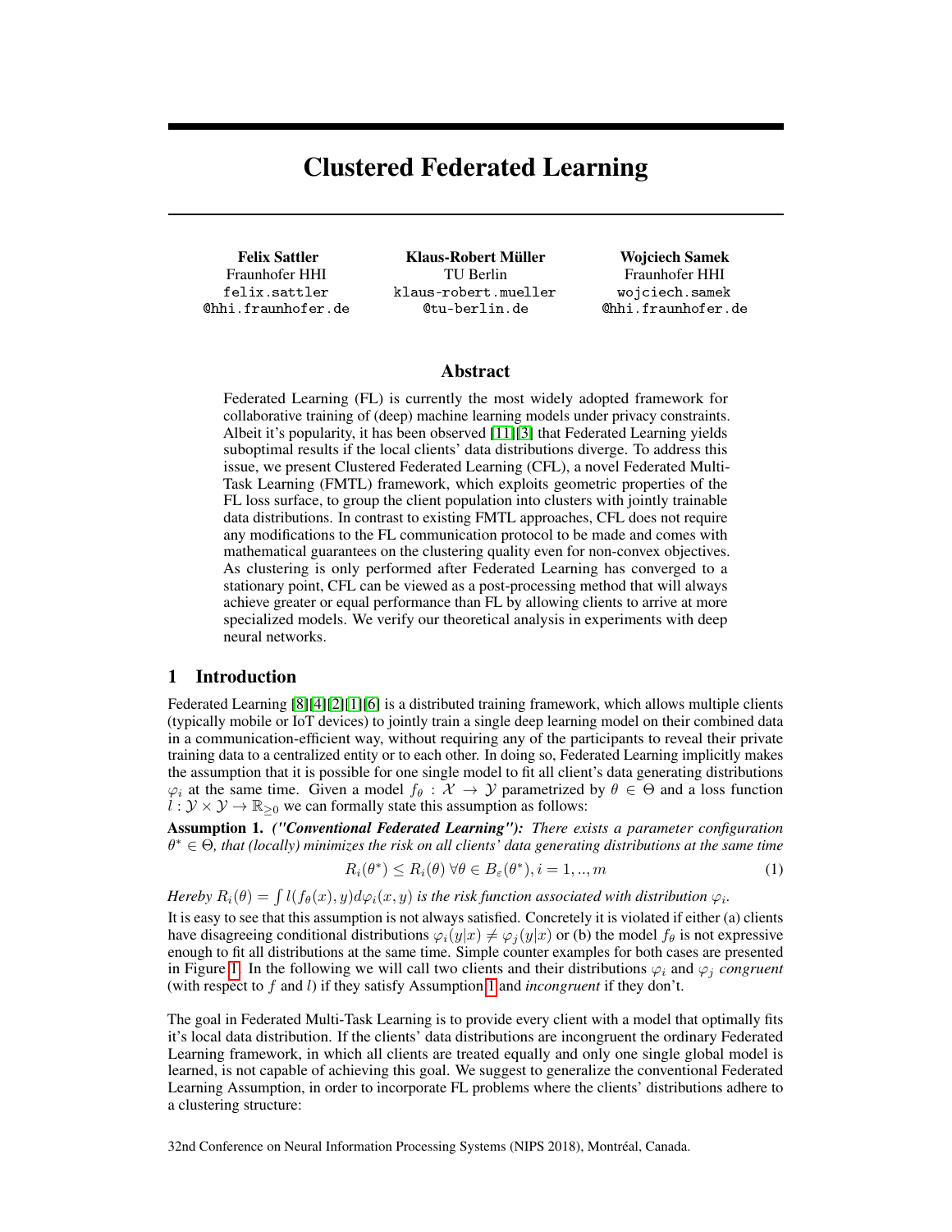# Clustered Federated Learning

**Felix Sattler**
Fraunhofer HHI
felix.sattler
@hhi.fraunhofer.de

**Klaus-Robert Müller**
TU Berlin
klaus-robert.mueller
@tu-berlin.de

**Wojciech Samek**
Fraunhofer HHI
wojciech.samek
@hhi.fraunhofer.de

## Abstract

Federated Learning (FL) is currently the most widely adopted framework for collaborative training of (deep) machine learning models under privacy constraints. Albeit it's popularity, it has been observed [11][3] that Federated Learning yields suboptimal results if the local clients' data distributions diverge. To address this issue, we present Clustered Federated Learning (CFL), a novel Federated Multi-Task Learning (FMTL) framework, which exploits geometric properties of the FL loss surface, to group the client population into clusters with jointly trainable data distributions. In contrast to existing FMTL approaches, CFL does not require any modifications to the FL communication protocol to be made and comes with mathematical guarantees on the clustering quality even for non-convex objectives. As clustering is only performed after Federated Learning has converged to a stationary point, CFL can be viewed as a post-processing method that will always achieve greater or equal performance than FL by allowing clients to arrive at more specialized models. We verify our theoretical analysis in experiments with deep neural networks.

## 1 Introduction

Federated Learning [8][4][2][1][6] is a distributed training framework, which allows multiple clients (typically mobile or IoT devices) to jointly train a single deep learning model on their combined data in a communication-efficient way, without requiring any of the participants to reveal their private training data to a centralized entity or to each other. In doing so, Federated Learning implicitly makes the assumption that it is possible for one single model to fit all client's data generating distributions $\varphi_i$ at the same time. Given a model $f_\theta : \mathcal{X} \to \mathcal{Y}$ parametrized by $\theta \in \Theta$ and a loss function $l : \mathcal{Y} \times \mathcal{Y} \to \mathbb{R}_{\geq 0}$ we can formally state this assumption as follows:

**Assumption 1.** ***("Conventional Federated Learning"):*** *There exists a parameter configuration $\theta^* \in \Theta$, that (locally) minimizes the risk on all clients' data generating distributions at the same time*

$$R_i(\theta^*) \leq R_i(\theta) \; \forall \theta \in B_\varepsilon(\theta^*), i = 1, .., m \tag{1}$$

*Hereby $R_i(\theta) = \int l(f_\theta(x), y) d\varphi_i(x, y)$ is the risk function associated with distribution $\varphi_i$.*

It is easy to see that this assumption is not always satisfied. Concretely it is violated if either (a) clients have disagreeing conditional distributions $\varphi_i(y|x) \neq \varphi_j(y|x)$ or (b) the model $f_\theta$ is not expressive enough to fit all distributions at the same time. Simple counter examples for both cases are presented in Figure 1. In the following we will call two clients and their distributions $\varphi_i$ and $\varphi_j$ *congruent* (with respect to $f$ and $l$) if they satisfy Assumption 1 and *incongruent* if they don't.

The goal in Federated Multi-Task Learning is to provide every client with a model that optimally fits it's local data distribution. If the clients' data distributions are incongruent the ordinary Federated Learning framework, in which all clients are treated equally and only one single global model is learned, is not capable of achieving this goal. We suggest to generalize the conventional Federated Learning Assumption, in order to incorporate FL problems where the clients' distributions adhere to a clustering structure:

32nd Conference on Neural Information Processing Systems (NIPS 2018), Montréal, Canada.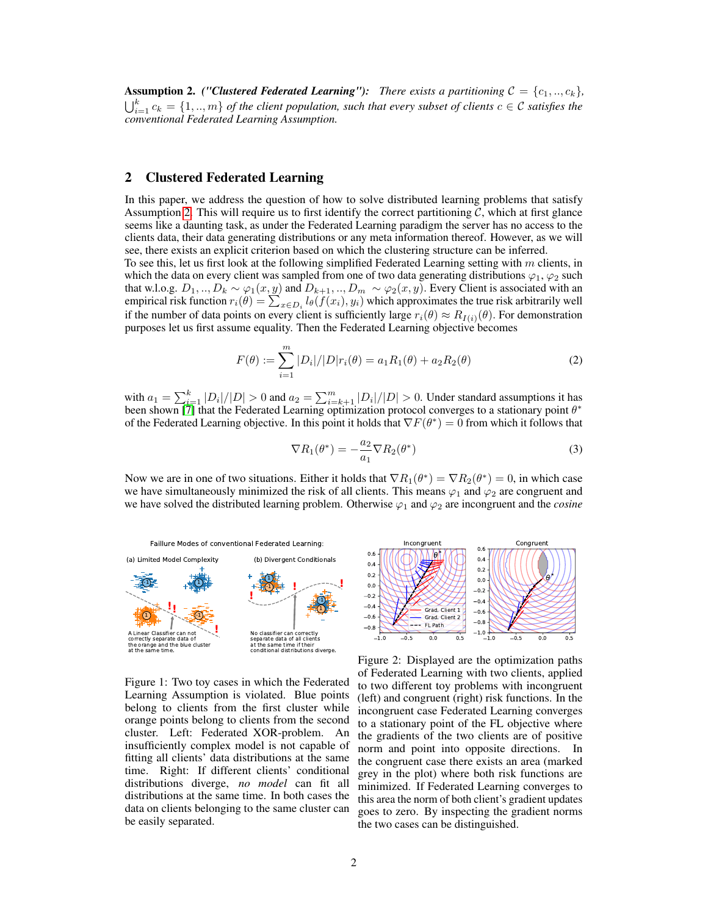**Assumption 2.** *("Clustered Federated Learning"): There exists a partitioning $\mathcal{C} = \{c_1, .., c_k\}$, $\bigcup_{i=1}^{k} c_k = \{1, .., m\}$ of the client population, such that every subset of clients $c \in \mathcal{C}$ satisfies the conventional Federated Learning Assumption.*

## 2 Clustered Federated Learning

In this paper, we address the question of how to solve distributed learning problems that satisfy Assumption 2. This will require us to first identify the correct partitioning $\mathcal{C}$, which at first glance seems like a daunting task, as under the Federated Learning paradigm the server has no access to the clients data, their data generating distributions or any meta information thereof. However, as we will see, there exists an explicit criterion based on which the clustering structure can be inferred.

To see this, let us first look at the following simplified Federated Learning setting with $m$ clients, in which the data on every client was sampled from one of two data generating distributions $\varphi_1, \varphi_2$ such that w.l.o.g. $D_1, .., D_k \sim \varphi_1(x, y)$ and $D_{k+1}, .., D_m \sim \varphi_2(x, y)$. Every Client is associated with an empirical risk function $r_i(\theta) = \sum_{x \in D_i} l_\theta(f(x_i), y_i)$ which approximates the true risk arbitrarily well if the number of data points on every client is sufficiently large $r_i(\theta) \approx R_{I(i)}(\theta)$. For demonstration purposes let us first assume equality. Then the Federated Learning objective becomes

$$F(\theta) := \sum_{i=1}^{m} |D_i|/|D| r_i(\theta) = a_1 R_1(\theta) + a_2 R_2(\theta) \tag{2}$$

with $a_1 = \sum_{i=1}^{k} |D_i|/|D| > 0$ and $a_2 = \sum_{i=k+1}^{m} |D_i|/|D| > 0$. Under standard assumptions it has been shown [7] that the Federated Learning optimization protocol converges to a stationary point $\theta^*$ of the Federated Learning objective. In this point it holds that $\nabla F(\theta^*) = 0$ from which it follows that

$$\nabla R_1(\theta^*) = -\frac{a_2}{a_1} \nabla R_2(\theta^*) \tag{3}$$

Now we are in one of two situations. Either it holds that $\nabla R_1(\theta^*) = \nabla R_2(\theta^*) = 0$, in which case we have simultaneously minimized the risk of all clients. This means $\varphi_1$ and $\varphi_2$ are congruent and we have solved the distributed learning problem. Otherwise $\varphi_1$ and $\varphi_2$ are incongruent and the *cosine*

Figure 1: Two toy cases in which the Federated Learning Assumption is violated. Blue points belong to clients from the first cluster while orange points belong to clients from the second cluster. Left: Federated XOR-problem. An insufficiently complex model is not capable of fitting all clients' data distributions at the same time. Right: If different clients' conditional distributions diverge, *no model* can fit all distributions at the same time. In both cases the data on clients belonging to the same cluster can be easily separated.

Figure 2: Displayed are the optimization paths of Federated Learning with two clients, applied to two different toy problems with incongruent (left) and congruent (right) risk functions. In the incongruent case Federated Learning converges to a stationary point of the FL objective where the gradients of the two clients are of positive norm and point into opposite directions. In the congruent case there exists an area (marked grey in the plot) where both risk functions are minimized. If Federated Learning converges to this area the norm of both client's gradient updates goes to zero. By inspecting the gradient norms the two cases can be distinguished.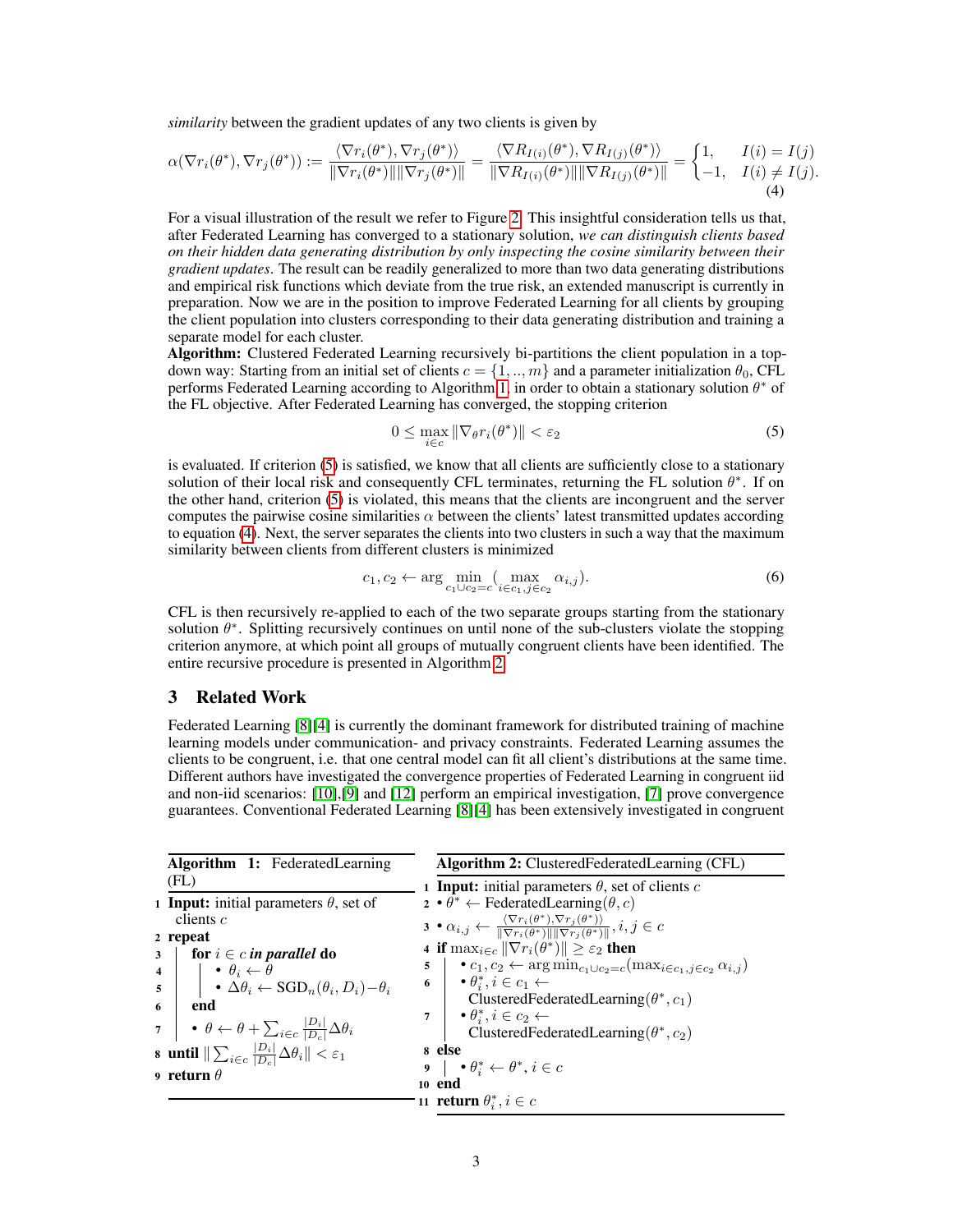*similarity* between the gradient updates of any two clients is given by

$$\alpha(\nabla r_i(\theta^*), \nabla r_j(\theta^*)) := \frac{\langle \nabla r_i(\theta^*), \nabla r_j(\theta^*)\rangle}{\|\nabla r_i(\theta^*)\|\|\nabla r_j(\theta^*)\|} = \frac{\langle \nabla R_{I(i)}(\theta^*), \nabla R_{I(j)}(\theta^*)\rangle}{\|\nabla R_{I(i)}(\theta^*)\|\|\nabla R_{I(j)}(\theta^*)\|} = \begin{cases} 1, & I(i) = I(j) \\ -1, & I(i) \neq I(j). \end{cases} \tag{4}$$

For a visual illustration of the result we refer to Figure 2. This insightful consideration tells us that, after Federated Learning has converged to a stationary solution, *we can distinguish clients based on their hidden data generating distribution by only inspecting the cosine similarity between their gradient updates*. The result can be readily generalized to more than two data generating distributions and empirical risk functions which deviate from the true risk, an extended manuscript is currently in preparation. Now we are in the position to improve Federated Learning for all clients by grouping the client population into clusters corresponding to their data generating distribution and training a separate model for each cluster.

**Algorithm:** Clustered Federated Learning recursively bi-partitions the client population in a top-down way: Starting from an initial set of clients $c = \{1, .., m\}$ and a parameter initialization $\theta_0$, CFL performs Federated Learning according to Algorithm 1, in order to obtain a stationary solution $\theta^*$ of the FL objective. After Federated Learning has converged, the stopping criterion

$$0 \leq \max_{i \in c} \|\nabla_\theta r_i(\theta^*)\| < \varepsilon_2 \tag{5}$$

is evaluated. If criterion (5) is satisfied, we know that all clients are sufficiently close to a stationary solution of their local risk and consequently CFL terminates, returning the FL solution $\theta^*$. If on the other hand, criterion (5) is violated, this means that the clients are incongruent and the server computes the pairwise cosine similarities $\alpha$ between the clients' latest transmitted updates according to equation (4). Next, the server separates the clients into two clusters in such a way that the maximum similarity between clients from different clusters is minimized

$$c_1, c_2 \leftarrow \arg \min_{c_1 \cup c_2 = c} \left( \max_{i \in c_1, j \in c_2} \alpha_{i,j} \right). \tag{6}$$

CFL is then recursively re-applied to each of the two separate groups starting from the stationary solution $\theta^*$. Splitting recursively continues on until none of the sub-clusters violate the stopping criterion anymore, at which point all groups of mutually congruent clients have been identified. The entire recursive procedure is presented in Algorithm 2.

## 3 Related Work

Federated Learning [8][4] is currently the dominant framework for distributed training of machine learning models under communication- and privacy constraints. Federated Learning assumes the clients to be congruent, i.e. that one central model can fit all client's distributions at the same time. Different authors have investigated the convergence properties of Federated Learning in congruent iid and non-iid scenarios: [10],[9] and [12] perform an empirical investigation, [7] prove convergence guarantees. Conventional Federated Learning [8][4] has been extensively investigated in congruent

**Algorithm 1:** FederatedLearning (FL)

```
1  Input: initial parameters θ, set of clients c
2  repeat
3  |   for i ∈ c in parallel do
4  |   |   • θ_i ← θ
5  |   |   • Δθ_i ← SGD_n(θ_i, D_i) − θ_i
6  |   end
7  |   • θ ← θ + Σ_{i∈c} (|D_i|/|D_c|) Δθ_i
8  until ‖Σ_{i∈c} (|D_i|/|D_c|) Δθ_i‖ < ε_1
9  return θ
```

**Algorithm 2:** ClusteredFederatedLearning (CFL)

```
1  Input: initial parameters θ, set of clients c
2  • θ* ← FederatedLearning(θ, c)
3  • α_{i,j} ← ⟨∇r_i(θ*), ∇r_j(θ*)⟩ / (‖∇r_i(θ*)‖‖∇r_j(θ*)‖), i, j ∈ c
4  if max_{i∈c} ‖∇r_i(θ*)‖ ≥ ε_2 then
5  |   • c_1, c_2 ← arg min_{c_1∪c_2=c} (max_{i∈c_1, j∈c_2} α_{i,j})
6  |   • θ*_i, i ∈ c_1 ←
   |       ClusteredFederatedLearning(θ*, c_1)
7  |   • θ*_i, i ∈ c_2 ←
   |       ClusteredFederatedLearning(θ*, c_2)
8  else
9  |   • θ*_i ← θ*, i ∈ c
10 end
11 return θ*_i, i ∈ c
```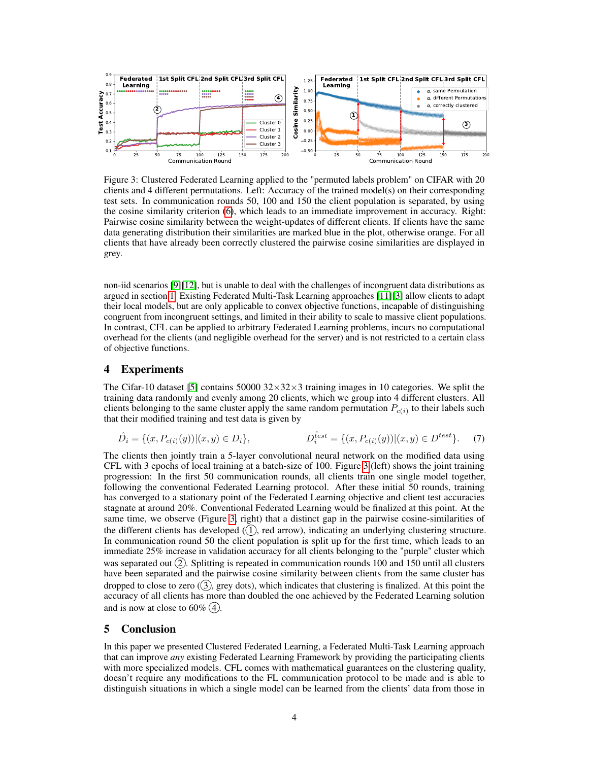Federated Learning
1st Split CFL
2nd Split CFL
3rd Split CFL
Test Accuracy
0.9
0.8
0.7
0.6
0.5
0.4
0.3
0.2
0.1
0
25
50
75
100
125
150
175
200
Communication Round
② ④
Cluster 0
Cluster 1
Cluster 2
Cluster 3

Federated Learning
1st Split CFL
2nd Split CFL
3rd Split CFL
Cosine Similarity
1.25
1.00
0.75
0.50
0.25
0.00
−0.25
−0.50
0
25
50
75
100
125
150
175
200
Communication Round
① ③
$\alpha$, same Permutation
$\alpha$, different Permutations
$\alpha$, correctly clustered

Figure 3: Clustered Federated Learning applied to the "permuted labels problem" on CIFAR with 20 clients and 4 different permutations. Left: Accuracy of the trained model(s) on their corresponding test sets. In communication rounds 50, 100 and 150 the client population is separated, by using the cosine similarity criterion (6), which leads to an immediate improvement in accuracy. Right: Pairwise cosine similarity between the weight-updates of different clients. If clients have the same data generating distribution their similarities are marked blue in the plot, otherwise orange. For all clients that have already been correctly clustered the pairwise cosine similarities are displayed in grey.

non-iid scenarios [9][12], but is unable to deal with the challenges of incongruent data distributions as argued in section 1. Existing Federated Multi-Task Learning approaches [11][3] allow clients to adapt their local models, but are only applicable to convex objective functions, incapable of distinguishing congruent from incongruent settings, and limited in their ability to scale to massive client populations. In contrast, CFL can be applied to arbitrary Federated Learning problems, incurs no computational overhead for the clients (and negligible overhead for the server) and is not restricted to a certain class of objective functions.

## 4 Experiments

The Cifar-10 dataset [5] contains 50000 $32\times32\times3$ training images in 10 categories. We split the training data randomly and evenly among 20 clients, which we group into 4 different clusters. All clients belonging to the same cluster apply the same random permutation $P_{c(i)}$ to their labels such that their modified training and test data is given by

$$\hat{D}_i = \{(x, P_{c(i)}(y)) | (x, y) \in D_i\}, \qquad \hat{D_i^{test}} = \{(x, P_{c(i)}(y)) | (x, y) \in D^{test}\}. \tag{7}$$

The clients then jointly train a 5-layer convolutional neural network on the modified data using CFL with 3 epochs of local training at a batch-size of 100. Figure 3 (left) shows the joint training progression: In the first 50 communication rounds, all clients train one single model together, following the conventional Federated Learning protocol. After these initial 50 rounds, training has converged to a stationary point of the Federated Learning objective and client test accuracies stagnate at around 20%. Conventional Federated Learning would be finalized at this point. At the same time, we observe (Figure 3, right) that a distinct gap in the pairwise cosine-similarities of the different clients has developed (①, red arrow), indicating an underlying clustering structure. In communication round 50 the client population is split up for the first time, which leads to an immediate 25% increase in validation accuracy for all clients belonging to the "purple" cluster which was separated out ②. Splitting is repeated in communication rounds 100 and 150 until all clusters have been separated and the pairwise cosine similarity between clients from the same cluster has dropped to close to zero (③, grey dots), which indicates that clustering is finalized. At this point the accuracy of all clients has more than doubled the one achieved by the Federated Learning solution and is now at close to 60% ④.

## 5 Conclusion

In this paper we presented Clustered Federated Learning, a Federated Multi-Task Learning approach that can improve *any* existing Federated Learning Framework by providing the participating clients with more specialized models. CFL comes with mathematical guarantees on the clustering quality, doesn't require any modifications to the FL communication protocol to be made and is able to distinguish situations in which a single model can be learned from the clients' data from those in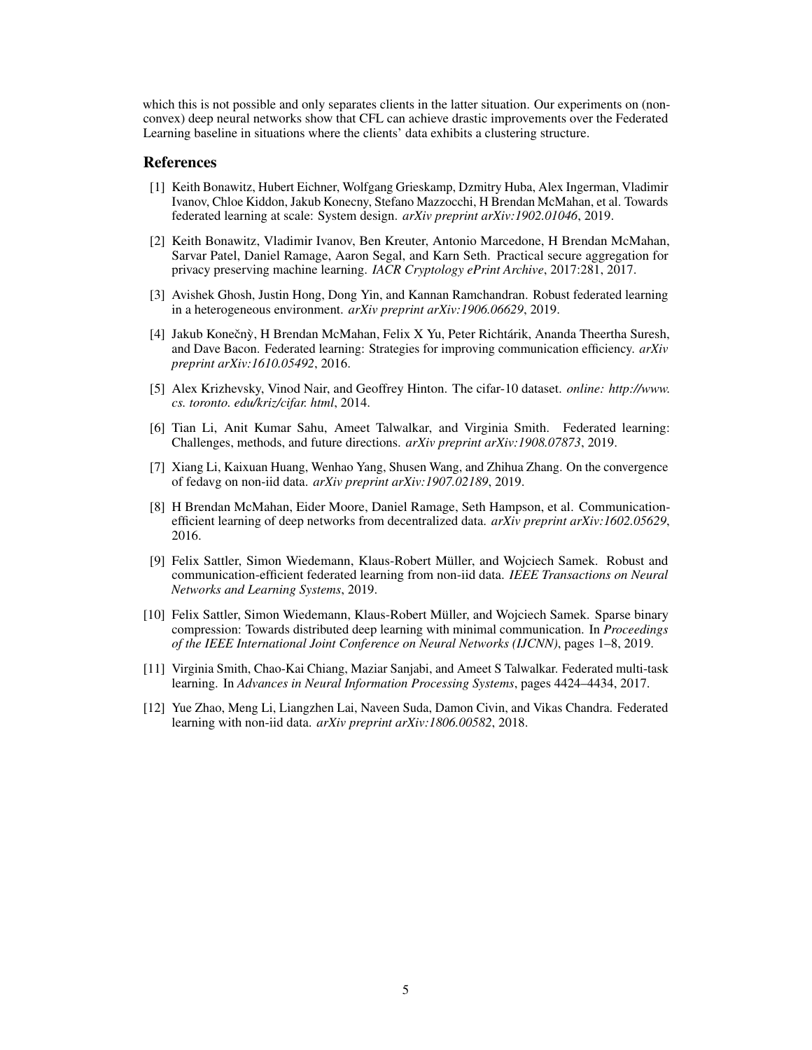which this is not possible and only separates clients in the latter situation. Our experiments on (non-convex) deep neural networks show that CFL can achieve drastic improvements over the Federated Learning baseline in situations where the clients' data exhibits a clustering structure.

## References

[1] Keith Bonawitz, Hubert Eichner, Wolfgang Grieskamp, Dzmitry Huba, Alex Ingerman, Vladimir Ivanov, Chloe Kiddon, Jakub Konecny, Stefano Mazzocchi, H Brendan McMahan, et al. Towards federated learning at scale: System design. *arXiv preprint arXiv:1902.01046*, 2019.

[2] Keith Bonawitz, Vladimir Ivanov, Ben Kreuter, Antonio Marcedone, H Brendan McMahan, Sarvar Patel, Daniel Ramage, Aaron Segal, and Karn Seth. Practical secure aggregation for privacy preserving machine learning. *IACR Cryptology ePrint Archive*, 2017:281, 2017.

[3] Avishek Ghosh, Justin Hong, Dong Yin, and Kannan Ramchandran. Robust federated learning in a heterogeneous environment. *arXiv preprint arXiv:1906.06629*, 2019.

[4] Jakub Konečnỳ, H Brendan McMahan, Felix X Yu, Peter Richtárik, Ananda Theertha Suresh, and Dave Bacon. Federated learning: Strategies for improving communication efficiency. *arXiv preprint arXiv:1610.05492*, 2016.

[5] Alex Krizhevsky, Vinod Nair, and Geoffrey Hinton. The cifar-10 dataset. *online: http://www. cs. toronto. edu/kriz/cifar. html*, 2014.

[6] Tian Li, Anit Kumar Sahu, Ameet Talwalkar, and Virginia Smith. Federated learning: Challenges, methods, and future directions. *arXiv preprint arXiv:1908.07873*, 2019.

[7] Xiang Li, Kaixuan Huang, Wenhao Yang, Shusen Wang, and Zhihua Zhang. On the convergence of fedavg on non-iid data. *arXiv preprint arXiv:1907.02189*, 2019.

[8] H Brendan McMahan, Eider Moore, Daniel Ramage, Seth Hampson, et al. Communication-efficient learning of deep networks from decentralized data. *arXiv preprint arXiv:1602.05629*, 2016.

[9] Felix Sattler, Simon Wiedemann, Klaus-Robert Müller, and Wojciech Samek. Robust and communication-efficient federated learning from non-iid data. *IEEE Transactions on Neural Networks and Learning Systems*, 2019.

[10] Felix Sattler, Simon Wiedemann, Klaus-Robert Müller, and Wojciech Samek. Sparse binary compression: Towards distributed deep learning with minimal communication. In *Proceedings of the IEEE International Joint Conference on Neural Networks (IJCNN)*, pages 1–8, 2019.

[11] Virginia Smith, Chao-Kai Chiang, Maziar Sanjabi, and Ameet S Talwalkar. Federated multi-task learning. In *Advances in Neural Information Processing Systems*, pages 4424–4434, 2017.

[12] Yue Zhao, Meng Li, Liangzhen Lai, Naveen Suda, Damon Civin, and Vikas Chandra. Federated learning with non-iid data. *arXiv preprint arXiv:1806.00582*, 2018.